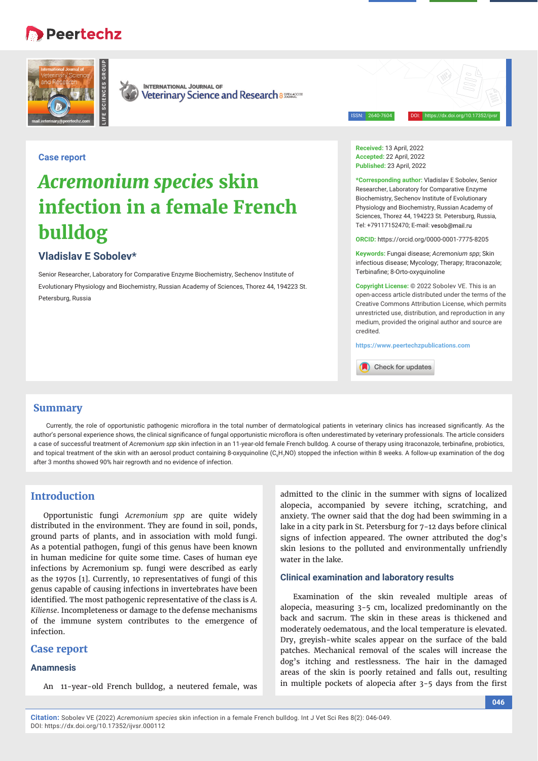Case report

# *Acremonium species* skin infection in a female French bulldog

**Vladislav E Sobolev***

Senior Researcher, Laboratory for Comparative Enzyme Biochemistry, Sechenov Institute of Evolutionary Physiology and Biochemistry, Russian Academy of Sciences, Thorez 44, 194223 St. Petersburg, Russia

**Received:** 13 April, 2022
**Accepted:** 22 April, 2022
**Published:** 23 April, 2022

***Corresponding author:** Vladislav E Sobolev, Senior Researcher, Laboratory for Comparative Enzyme Biochemistry, Sechenov Institute of Evolutionary Physiology and Biochemistry, Russian Academy of Sciences, Thorez 44, 194223 St. Petersburg, Russia, Tel: +79117152470; E-mail: vesob@mail.ru

**ORCID:** https://orcid.org/0000-0001-7775-8205

**Keywords:** Fungai disease; *Acremonium spp*; Skin infectious disease; Mycology; Therapy; Itraconazole; Terbinafine; 8-Orto-oxyquinoline

**Copyright License:** © 2022 Sobolev VE. This is an open-access article distributed under the terms of the Creative Commons Attribution License, which permits unrestricted use, distribution, and reproduction in any medium, provided the original author and source are credited.

https://www.peertechzpublications.com

## Summary

Currently, the role of opportunistic pathogenic microflora in the total number of dermatological patients in veterinary clinics has increased significantly. As the author's personal experience shows, the clinical significance of fungal opportunistic microflora is often underestimated by veterinary professionals. The article considers a case of successful treatment of *Acremonium spp* skin infection in an 11-year-old female French bulldog. A course of therapy using itraconazole, terbinafine, probiotics, and topical treatment of the skin with an aerosol product containing 8-oxyquinoline ($C_9H_7NO$) stopped the infection within 8 weeks. A follow-up examination of the dog after 3 months showed 90% hair regrowth and no evidence of infection.

## Introduction

Opportunistic fungi *Acremonium spp* are quite widely distributed in the environment. They are found in soil, ponds, ground parts of plants, and in association with mold fungi. As a potential pathogen, fungi of this genus have been known in human medicine for quite some time. Cases of human eye infections by Acremonium sp. fungi were described as early as the 1970s [1]. Currently, 10 representatives of fungi of this genus capable of causing infections in invertebrates have been identified. The most pathogenic representative of the class is *A. Kiliense*. Incompleteness or damage to the defense mechanisms of the immune system contributes to the emergence of infection.

## Case report

### Anamnesis

An 11-year-old French bulldog, a neutered female, was admitted to the clinic in the summer with signs of localized alopecia, accompanied by severe itching, scratching, and anxiety. The owner said that the dog had been swimming in a lake in a city park in St. Petersburg for 7-12 days before clinical signs of infection appeared. The owner attributed the dog's skin lesions to the polluted and environmentally unfriendly water in the lake.

### Clinical examination and laboratory results

Examination of the skin revealed multiple areas of alopecia, measuring 3-5 cm, localized predominantly on the back and sacrum. The skin in these areas is thickened and moderately oedematous, and the local temperature is elevated. Dry, greyish-white scales appear on the surface of the bald patches. Mechanical removal of the scales will increase the dog's itching and restlessness. The hair in the damaged areas of the skin is poorly retained and falls out, resulting in multiple pockets of alopecia after 3-5 days from the first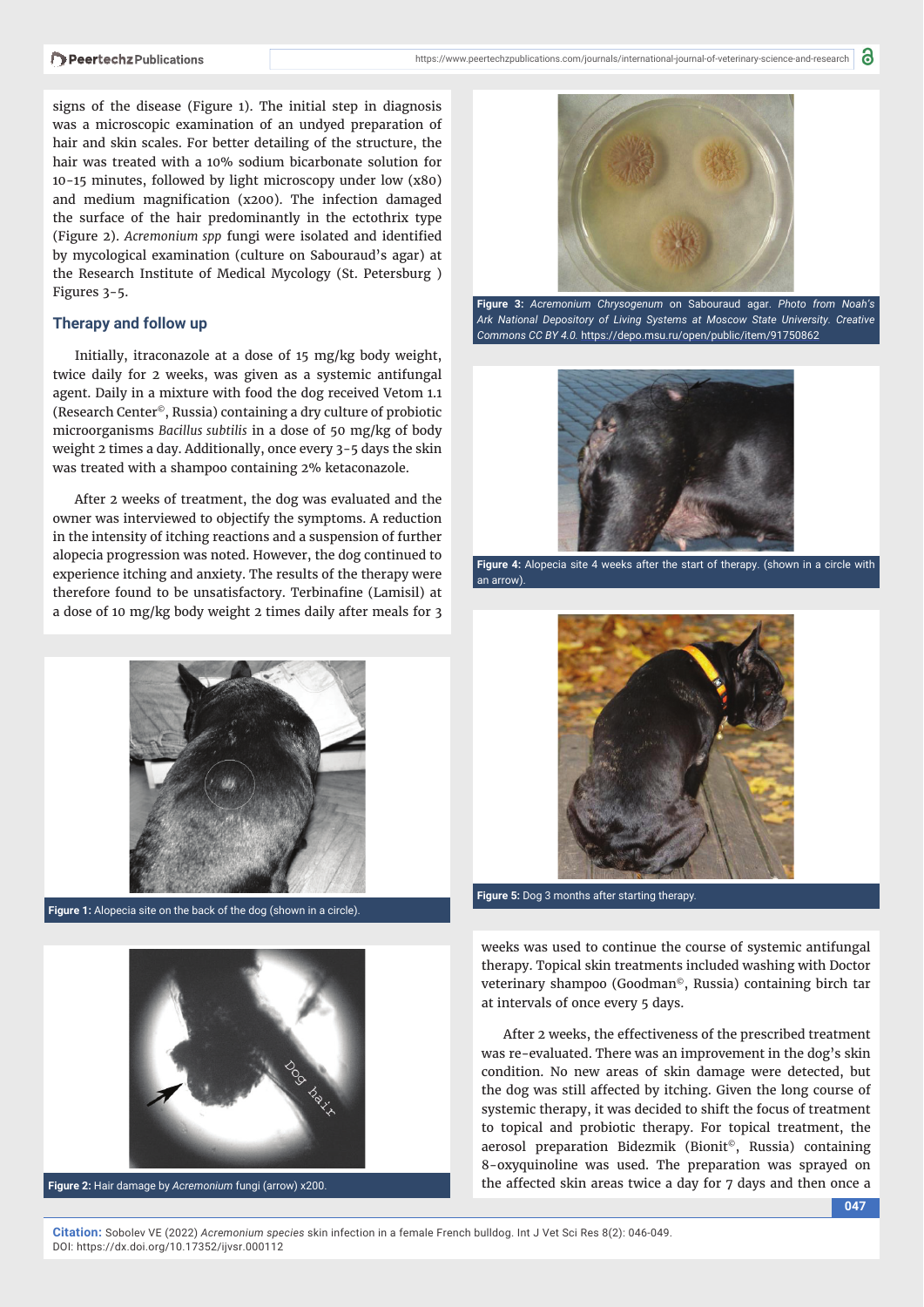signs of the disease (Figure 1). The initial step in diagnosis was a microscopic examination of an undyed preparation of hair and skin scales. For better detailing of the structure, the hair was treated with a 10% sodium bicarbonate solution for 10-15 minutes, followed by light microscopy under low (x80) and medium magnification (x200). The infection damaged the surface of the hair predominantly in the ectothrix type (Figure 2). *Acremonium spp* fungi were isolated and identified by mycological examination (culture on Sabouraud's agar) at the Research Institute of Medical Mycology (St. Petersburg ) Figures 3-5.

## Therapy and follow up

Initially, itraconazole at a dose of 15 mg/kg body weight, twice daily for 2 weeks, was given as a systemic antifungal agent. Daily in a mixture with food the dog received Vetom 1.1 (Research Center©, Russia) containing a dry culture of probiotic microorganisms *Bacillus subtilis* in a dose of 50 mg/kg of body weight 2 times a day. Additionally, once every 3-5 days the skin was treated with a shampoo containing 2% ketaconazole.

After 2 weeks of treatment, the dog was evaluated and the owner was interviewed to objectify the symptoms. A reduction in the intensity of itching reactions and a suspension of further alopecia progression was noted. However, the dog continued to experience itching and anxiety. The results of the therapy were therefore found to be unsatisfactory. Terbinafine (Lamisil) at a dose of 10 mg/kg body weight 2 times daily after meals for 3 weeks was used to continue the course of systemic antifungal therapy. Topical skin treatments included washing with Doctor veterinary shampoo (Goodman©, Russia) containing birch tar at intervals of once every 5 days.

**Figure 1:** Alopecia site on the back of the dog (shown in a circle).

**Figure 2:** Hair damage by *Acremonium* fungi (arrow) x200.

**Figure 3:** *Acremonium Chrysogenum* on Sabouraud agar. *Photo from Noah's Ark National Depository of Living Systems at Moscow State University. Creative Commons CC BY 4.0.* https://depo.msu.ru/open/public/item/91750862

**Figure 4:** Alopecia site 4 weeks after the start of therapy. (shown in a circle with an arrow).

**Figure 5:** Dog 3 months after starting therapy.

After 2 weeks, the effectiveness of the prescribed treatment was re-evaluated. There was an improvement in the dog's skin condition. No new areas of skin damage were detected, but the dog was still affected by itching. Given the long course of systemic therapy, it was decided to shift the focus of treatment to topical and probiotic therapy. For topical treatment, the aerosol preparation Bidezmik (Bionit©, Russia) containing 8-oxyquinoline was used. The preparation was sprayed on the affected skin areas twice a day for 7 days and then once a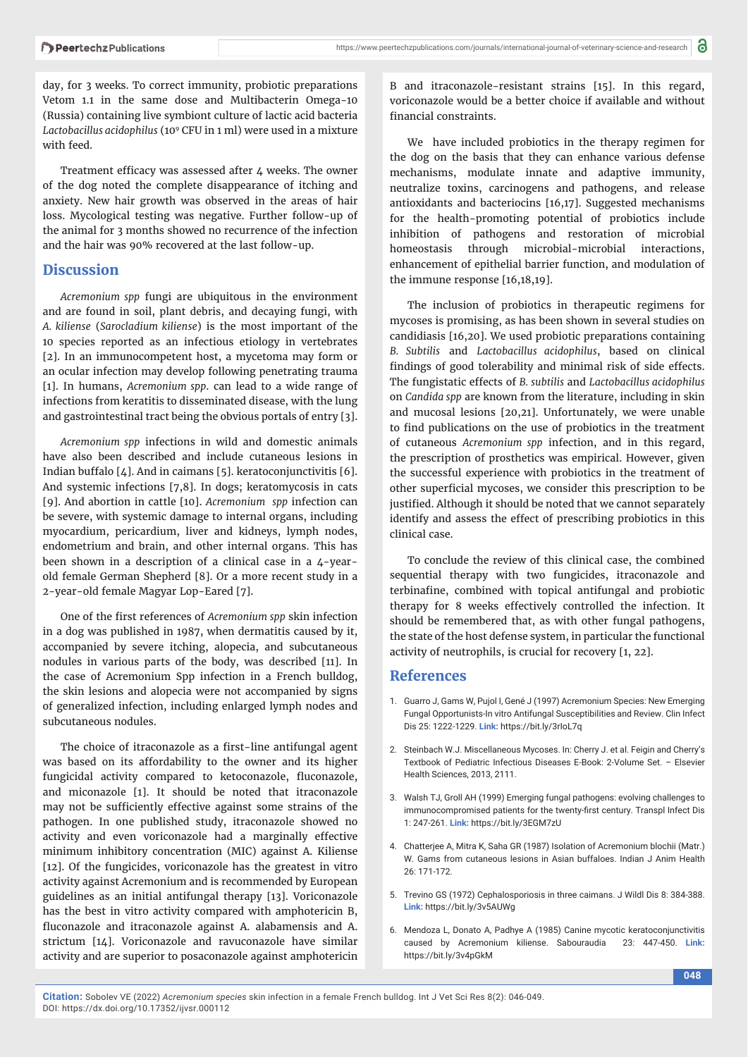day, for 3 weeks. To correct immunity, probiotic preparations Vetom 1.1 in the same dose and Multibacterin Omega-10 (Russia) containing live symbiont culture of lactic acid bacteria *Lactobacillus acidophilus* ($10^9$ CFU in 1 ml) were used in a mixture with feed.

Treatment efficacy was assessed after 4 weeks. The owner of the dog noted the complete disappearance of itching and anxiety. New hair growth was observed in the areas of hair loss. Mycological testing was negative. Further follow-up of the animal for 3 months showed no recurrence of the infection and the hair was 90% recovered at the last follow-up.

## Discussion

*Acremonium spp* fungi are ubiquitous in the environment and are found in soil, plant debris, and decaying fungi, with *A. kiliense* (*Sarocladium kiliense*) is the most important of the 10 species reported as an infectious etiology in vertebrates [2]. In an immunocompetent host, a mycetoma may form or an ocular infection may develop following penetrating trauma [1]. In humans, *Acremonium spp*. can lead to a wide range of infections from keratitis to disseminated disease, with the lung and gastrointestinal tract being the obvious portals of entry [3].

*Acremonium spp* infections in wild and domestic animals have also been described and include cutaneous lesions in Indian buffalo [4]. And in caimans [5]. keratoconjunctivitis [6]. And systemic infections [7,8]. In dogs; keratomycosis in cats [9]. And abortion in cattle [10]. *Acremonium spp* infection can be severe, with systemic damage to internal organs, including myocardium, pericardium, liver and kidneys, lymph nodes, endometrium and brain, and other internal organs. This has been shown in a description of a clinical case in a 4-year-old female German Shepherd [8]. Or a more recent study in a 2-year-old female Magyar Lop-Eared [7].

One of the first references of *Acremonium spp* skin infection in a dog was published in 1987, when dermatitis caused by it, accompanied by severe itching, alopecia, and subcutaneous nodules in various parts of the body, was described [11]. In the case of Acremonium Spp infection in a French bulldog, the skin lesions and alopecia were not accompanied by signs of generalized infection, including enlarged lymph nodes and subcutaneous nodules.

The choice of itraconazole as a first-line antifungal agent was based on its affordability to the owner and its higher fungicidal activity compared to ketoconazole, fluconazole, and miconazole [1]. It should be noted that itraconazole may not be sufficiently effective against some strains of the pathogen. In one published study, itraconazole showed no activity and even voriconazole had a marginally effective minimum inhibitory concentration (MIC) against A. Kiliense [12]. Of the fungicides, voriconazole has the greatest in vitro activity against Acremonium and is recommended by European guidelines as an initial antifungal therapy [13]. Voriconazole has the best in vitro activity compared with amphotericin B, fluconazole and itraconazole against A. alabamensis and A. strictum [14]. Voriconazole and ravuconazole have similar activity and are superior to posaconazole against amphotericin B and itraconazole-resistant strains [15]. In this regard, voriconazole would be a better choice if available and without financial constraints.

We have included probiotics in the therapy regimen for the dog on the basis that they can enhance various defense mechanisms, modulate innate and adaptive immunity, neutralize toxins, carcinogens and pathogens, and release antioxidants and bacteriocins [16,17]. Suggested mechanisms for the health-promoting potential of probiotics include inhibition of pathogens and restoration of microbial homeostasis through microbial-microbial interactions, enhancement of epithelial barrier function, and modulation of the immune response [16,18,19].

The inclusion of probiotics in therapeutic regimens for mycoses is promising, as has been shown in several studies on candidiasis [16,20]. We used probiotic preparations containing *B. Subtilis* and *Lactobacillus acidophilus*, based on clinical findings of good tolerability and minimal risk of side effects. The fungistatic effects of *B. subtilis* and *Lactobacillus acidophilus* on *Candida spp* are known from the literature, including in skin and mucosal lesions [20,21]. Unfortunately, we were unable to find publications on the use of probiotics in the treatment of cutaneous *Acremonium spp* infection, and in this regard, the prescription of prosthetics was empirical. However, given the successful experience with probiotics in the treatment of other superficial mycoses, we consider this prescription to be justified. Although it should be noted that we cannot separately identify and assess the effect of prescribing probiotics in this clinical case.

To conclude the review of this clinical case, the combined sequential therapy with two fungicides, itraconazole and terbinafine, combined with topical antifungal and probiotic therapy for 8 weeks effectively controlled the infection. It should be remembered that, as with other fungal pathogens, the state of the host defense system, in particular the functional activity of neutrophils, is crucial for recovery [1, 22].

## References

1. Guarro J, Gams W, Pujol I, Gené J (1997) Acremonium Species: New Emerging Fungal Opportunists-In vitro Antifungal Susceptibilities and Review. Clin Infect Dis 25: 1222-1229. **Link:** https://bit.ly/3rIoL7q
2. Steinbach W.J. Miscellaneous Mycoses. In: Cherry J. et al. Feigin and Cherry's Textbook of Pediatric Infectious Diseases E-Book: 2-Volume Set. – Elsevier Health Sciences, 2013, 2111.
3. Walsh TJ, Groll AH (1999) Emerging fungal pathogens: evolving challenges to immunocompromised patients for the twenty-first century. Transpl Infect Dis 1: 247-261. **Link:** https://bit.ly/3EGM7zU
4. Chatterjee A, Mitra K, Saha GR (1987) Isolation of Acremonium blochii (Matr.) W. Gams from cutaneous lesions in Asian buffaloes. Indian J Anim Health 26: 171-172.
5. Trevino GS (1972) Cephalosporiosis in three caimans. J Wildl Dis 8: 384-388. **Link:** https://bit.ly/3v5AUWg
6. Mendoza L, Donato A, Padhye A (1985) Canine mycotic keratoconjunctivitis caused by Acremonium kiliense. Sabouraudia 23: 447-450. **Link:** https://bit.ly/3v4pGkM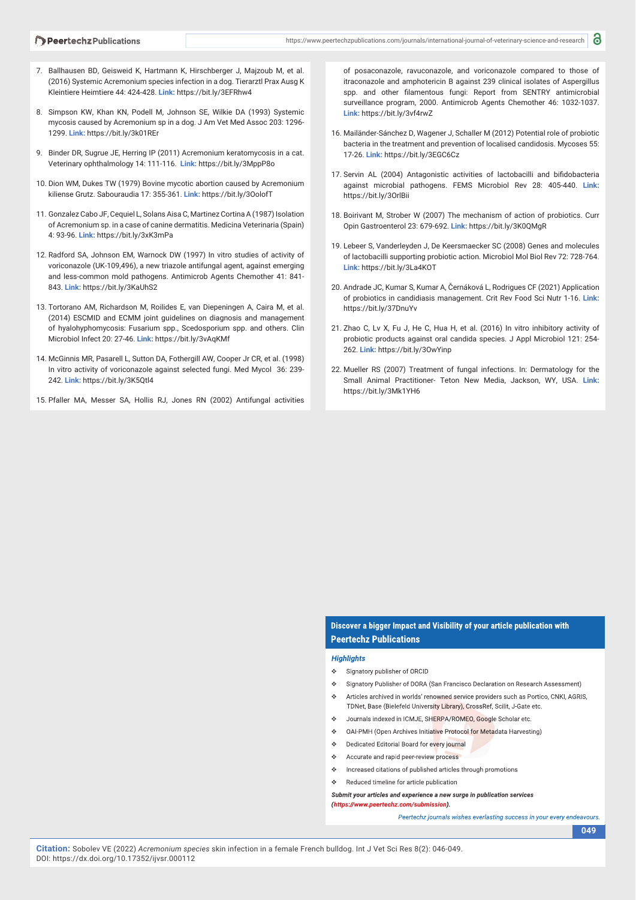7. Ballhausen BD, Geisweid K, Hartmann K, Hirschberger J, Majzoub M, et al. (2016) Systemic Acremonium species infection in a dog. Tierarztl Prax Ausg K Kleintiere Heimtiere 44: 424-428. **Link:** https://bit.ly/3EFRhw4

8. Simpson KW, Khan KN, Podell M, Johnson SE, Wilkie DA (1993) Systemic mycosis caused by Acremonium sp in a dog. J Am Vet Med Assoc 203: 1296-1299. **Link:** https://bit.ly/3k01REr

9. Binder DR, Sugrue JE, Herring IP (2011) Acremonium keratomycosis in a cat. Veterinary ophthalmology 14: 111-116. **Link:** https://bit.ly/3MppP8o

10. Dion WM, Dukes TW (1979) Bovine mycotic abortion caused by Acremonium kiliense Grutz. Sabouraudia 17: 355-361. **Link:** https://bit.ly/3OolofT

11. Gonzalez Cabo JF, Cequiel L, Solans Aisa C, Martinez Cortina A (1987) Isolation of Acremonium sp. in a case of canine dermatitis. Medicina Veterinaria (Spain) 4: 93-96. **Link:** https://bit.ly/3xK3mPa

12. Radford SA, Johnson EM, Warnock DW (1997) In vitro studies of activity of voriconazole (UK-109,496), a new triazole antifungal agent, against emerging and less-common mold pathogens. Antimicrob Agents Chemother 41: 841-843. **Link:** https://bit.ly/3KaUhS2

13. Tortorano AM, Richardson M, Roilides E, van Diepeningen A, Caira M, et al. (2014) ESCMID and ECMM joint guidelines on diagnosis and management of hyalohyphomycosis: Fusarium spp., Scedosporium spp. and others. Clin Microbiol Infect 20: 27-46. **Link:** https://bit.ly/3vAqKMf

14. McGinnis MR, Pasarell L, Sutton DA, Fothergill AW, Cooper Jr CR, et al. (1998) In vitro activity of voriconazole against selected fungi. Med Mycol 36: 239-242. **Link:** https://bit.ly/3K5Qtl4

15. Pfaller MA, Messer SA, Hollis RJ, Jones RN (2002) Antifungal activities of posaconazole, ravuconazole, and voriconazole compared to those of itraconazole and amphotericin B against 239 clinical isolates of Aspergillus spp. and other filamentous fungi: Report from SENTRY antimicrobial surveillance program, 2000. Antimicrob Agents Chemother 46: 1032-1037. **Link:** https://bit.ly/3vf4rwZ

16. Mailänder-Sánchez D, Wagener J, Schaller M (2012) Potential role of probiotic bacteria in the treatment and prevention of localised candidosis. Mycoses 55: 17-26. **Link:** https://bit.ly/3EGC6Cz

17. Servin AL (2004) Antagonistic activities of lactobacilli and bifidobacteria against microbial pathogens. FEMS Microbiol Rev 28: 405-440. **Link:** https://bit.ly/3OrlBii

18. Boirivant M, Strober W (2007) The mechanism of action of probiotics. Curr Opin Gastroenterol 23: 679-692. **Link:** https://bit.ly/3K0QMgR

19. Lebeer S, Vanderleyden J, De Keersmaecker SC (2008) Genes and molecules of lactobacilli supporting probiotic action. Microbiol Mol Biol Rev 72: 728-764. **Link:** https://bit.ly/3La4KOT

20. Andrade JC, Kumar S, Kumar A, Černáková L, Rodrigues CF (2021) Application of probiotics in candidiasis management. Crit Rev Food Sci Nutr 1-16. **Link:** https://bit.ly/37DnuYv

21. Zhao C, Lv X, Fu J, He C, Hua H, et al. (2016) In vitro inhibitory activity of probiotic products against oral candida species. J Appl Microbiol 121: 254-262. **Link:** https://bit.ly/3OwYinp

22. Mueller RS (2007) Treatment of fungal infections. In: Dermatology for the Small Animal Practitioner- Teton New Media, Jackson, WY, USA. **Link:** https://bit.ly/3Mk1YH6

**Discover a bigger Impact and Visibility of your article publication with Peertechz Publications**

***Highlights***

- Signatory publisher of ORCID
- Signatory Publisher of DORA (San Francisco Declaration on Research Assessment)
- Articles archived in worlds' renowned service providers such as Portico, CNKI, AGRIS, TDNet, Base (Bielefeld University Library), CrossRef, Scilit, J-Gate etc.
- Journals indexed in ICMJE, SHERPA/ROMEO, Google Scholar etc.
- OAI-PMH (Open Archives Initiative Protocol for Metadata Harvesting)
- Dedicated Editorial Board for every journal
- Accurate and rapid peer-review process
- Increased citations of published articles through promotions
- Reduced timeline for article publication

***Submit your articles and experience a new surge in publication services (https://www.peertechz.com/submission).***

*Peertechz journals wishes everlasting success in your every endeavours.*

**Citation:** Sobolev VE (2022) *Acremonium species* skin infection in a female French bulldog. Int J Vet Sci Res 8(2): 046-049. DOI: https://dx.doi.org/10.17352/ijvsr.000112